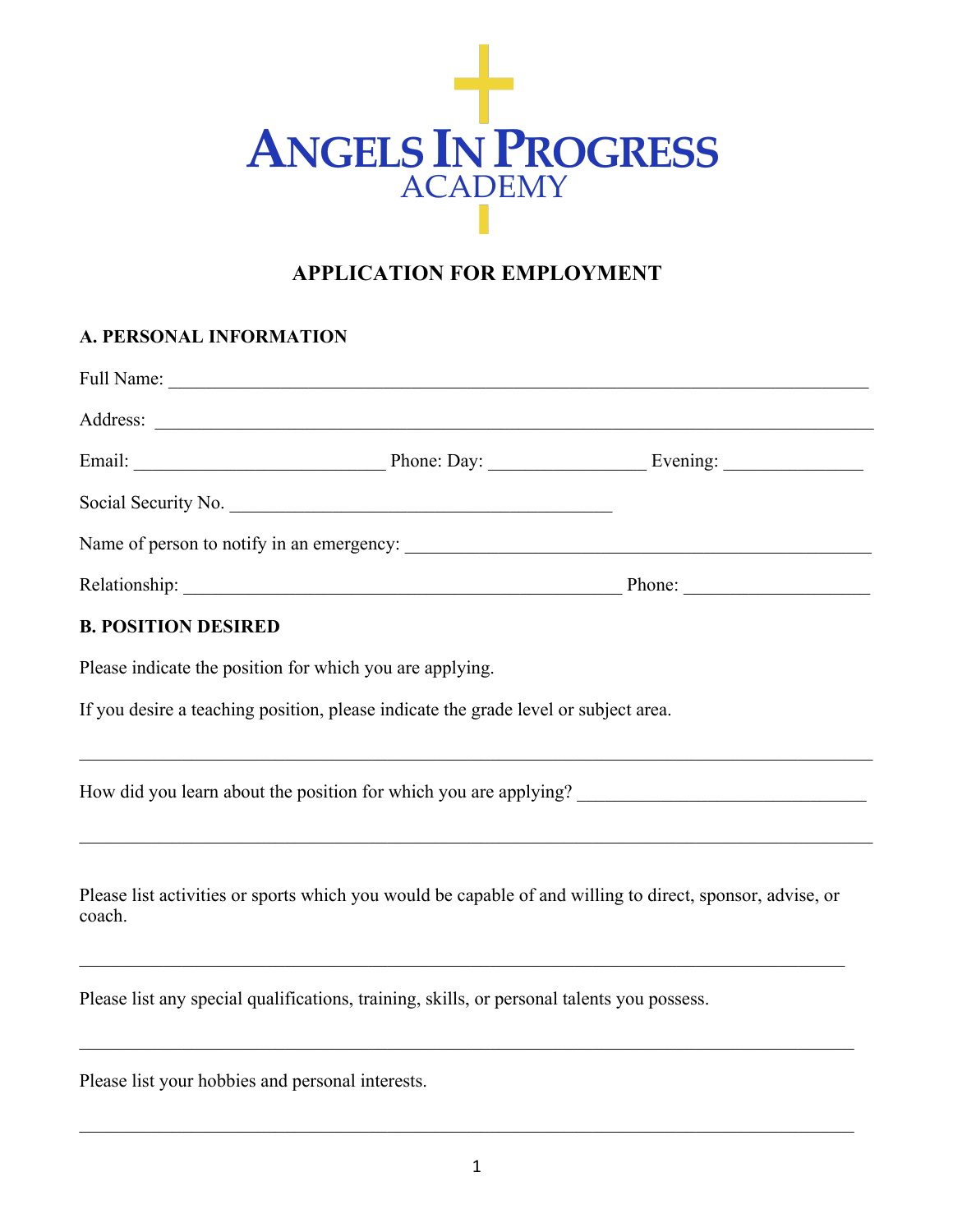# Angels In Progress Academy

## APPLICATION FOR EMPLOYMENT

### A. PERSONAL INFORMATION

Full Name: ___________________________________________________________________________

Address: ____________________________________________________________________________

Email: ___________________________ Phone: Day: ________________ Evening: ______________

Social Security No. _________________________________________

Name of person to notify in an emergency: __________________________________________________

Relationship: _______________________________________________ Phone: ___________________

### B. POSITION DESIRED

Please indicate the position for which you are applying.

If you desire a teaching position, please indicate the grade level or subject area.

_____________________________________________________________________________________

How did you learn about the position for which you are applying? ________________________________

_____________________________________________________________________________________

Please list activities or sports which you would be capable of and willing to direct, sponsor, advise, or coach.

_____________________________________________________________________________________

Please list any special qualifications, training, skills, or personal talents you possess.

_____________________________________________________________________________________

Please list your hobbies and personal interests.

_____________________________________________________________________________________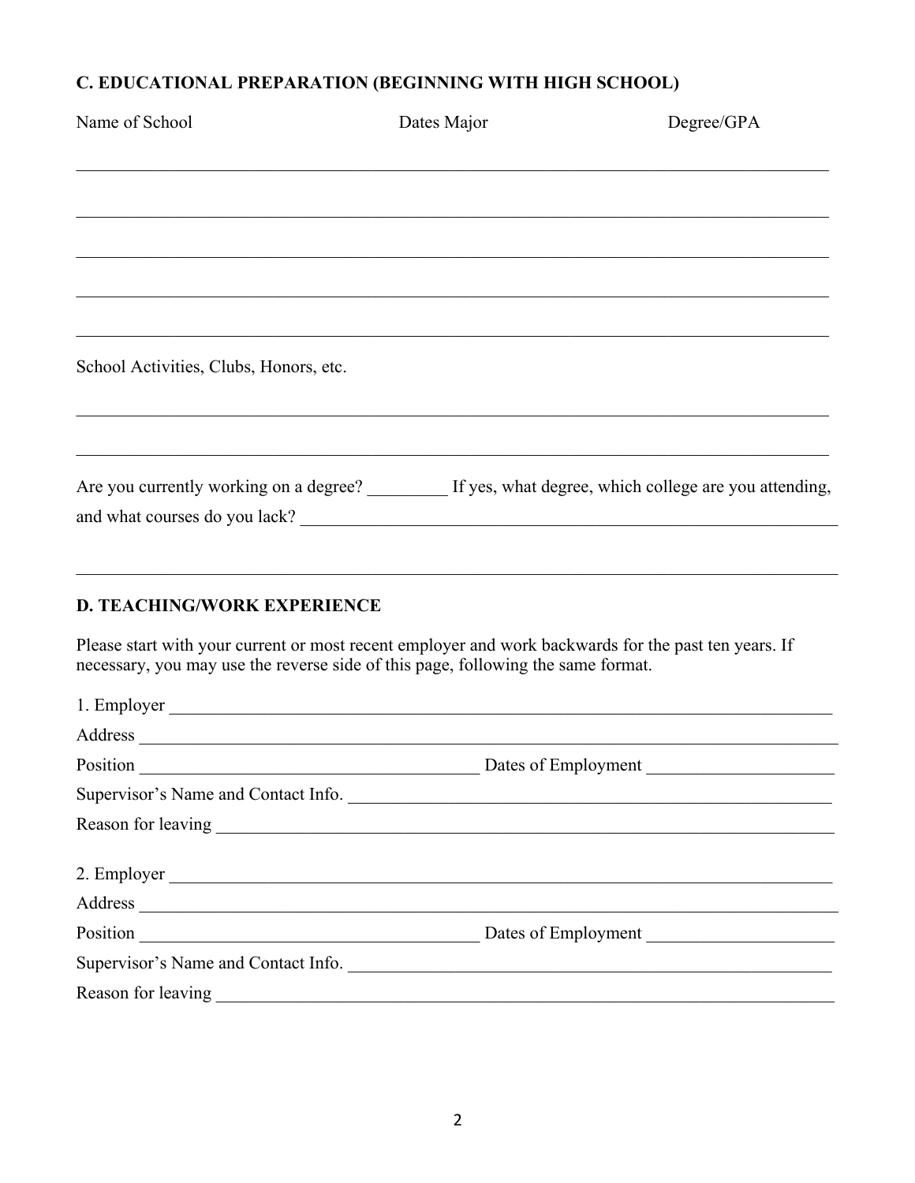## C. EDUCATIONAL PREPARATION (BEGINNING WITH HIGH SCHOOL)

Name of School Dates Major Degree/GPA

______________________________________________________________________________

______________________________________________________________________________

______________________________________________________________________________

______________________________________________________________________________

______________________________________________________________________________

School Activities, Clubs, Honors, etc.

______________________________________________________________________________

______________________________________________________________________________

Are you currently working on a degree? _________ If yes, what degree, which college are you attending, and what courses do you lack? ______________________________________________________________

______________________________________________________________________________

## D. TEACHING/WORK EXPERIENCE

Please start with your current or most recent employer and work backwards for the past ten years. If necessary, you may use the reverse side of this page, following the same format.

1. Employer ___________________________________________________________________________

Address ______________________________________________________________________________

Position ______________________________________ Dates of Employment _____________________

Supervisor's Name and Contact Info. ________________________________________________________

Reason for leaving ______________________________________________________________________

2. Employer ___________________________________________________________________________

Address ______________________________________________________________________________

Position ______________________________________ Dates of Employment _____________________

Supervisor's Name and Contact Info. ________________________________________________________

Reason for leaving ______________________________________________________________________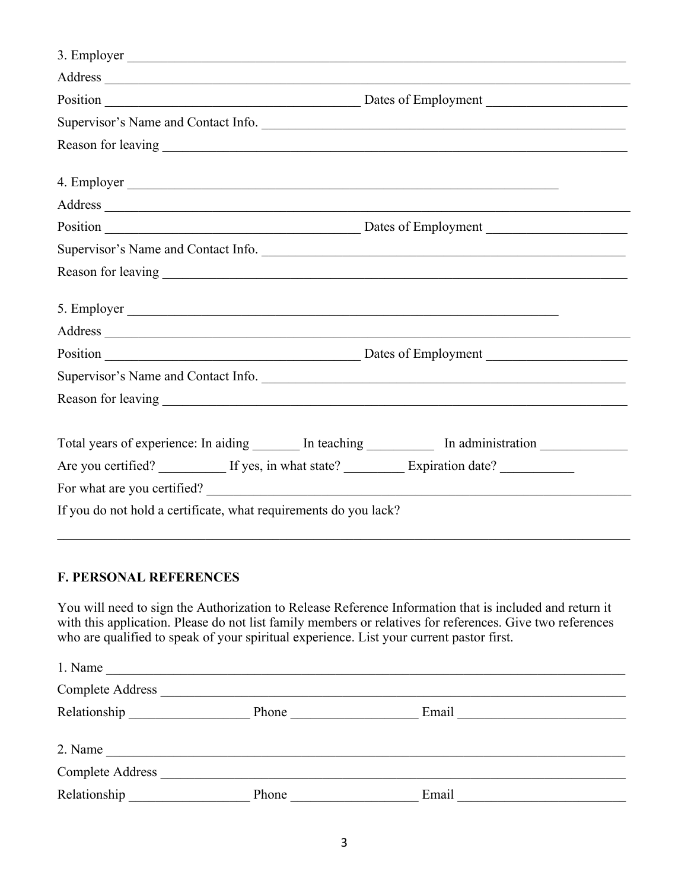3. Employer ___________________________________________________________________________

Address _____________________________________________________________________________

Position ______________________________________ Dates of Employment ____________________

Supervisor's Name and Contact Info. _________________________________________________________

Reason for leaving ______________________________________________________________________

4. Employer ____________________________________________________________________

Address _____________________________________________________________________________

Position ______________________________________ Dates of Employment ____________________

Supervisor's Name and Contact Info. _________________________________________________________

Reason for leaving ______________________________________________________________________

5. Employer ____________________________________________________________________

Address _____________________________________________________________________________

Position ______________________________________ Dates of Employment ____________________

Supervisor's Name and Contact Info. _________________________________________________________

Reason for leaving ______________________________________________________________________

Total years of experience: In aiding _______ In teaching __________ In administration _____________

Are you certified? __________ If yes, in what state? _________ Expiration date? ___________

For what are you certified? _______________________________________________________________

If you do not hold a certificate, what requirements do you lack?

_____________________________________________________________________________________

## F. PERSONAL REFERENCES

You will need to sign the Authorization to Release Reference Information that is included and return it with this application. Please do not list family members or relatives for references. Give two references who are qualified to speak of your spiritual experience. List your current pastor first.

1. Name _______________________________________________________________________________

Complete Address _______________________________________________________________________

Relationship __________________ Phone __________________ Email ________________________

2. Name _______________________________________________________________________________

Complete Address _______________________________________________________________________

Relationship __________________ Phone __________________ Email ________________________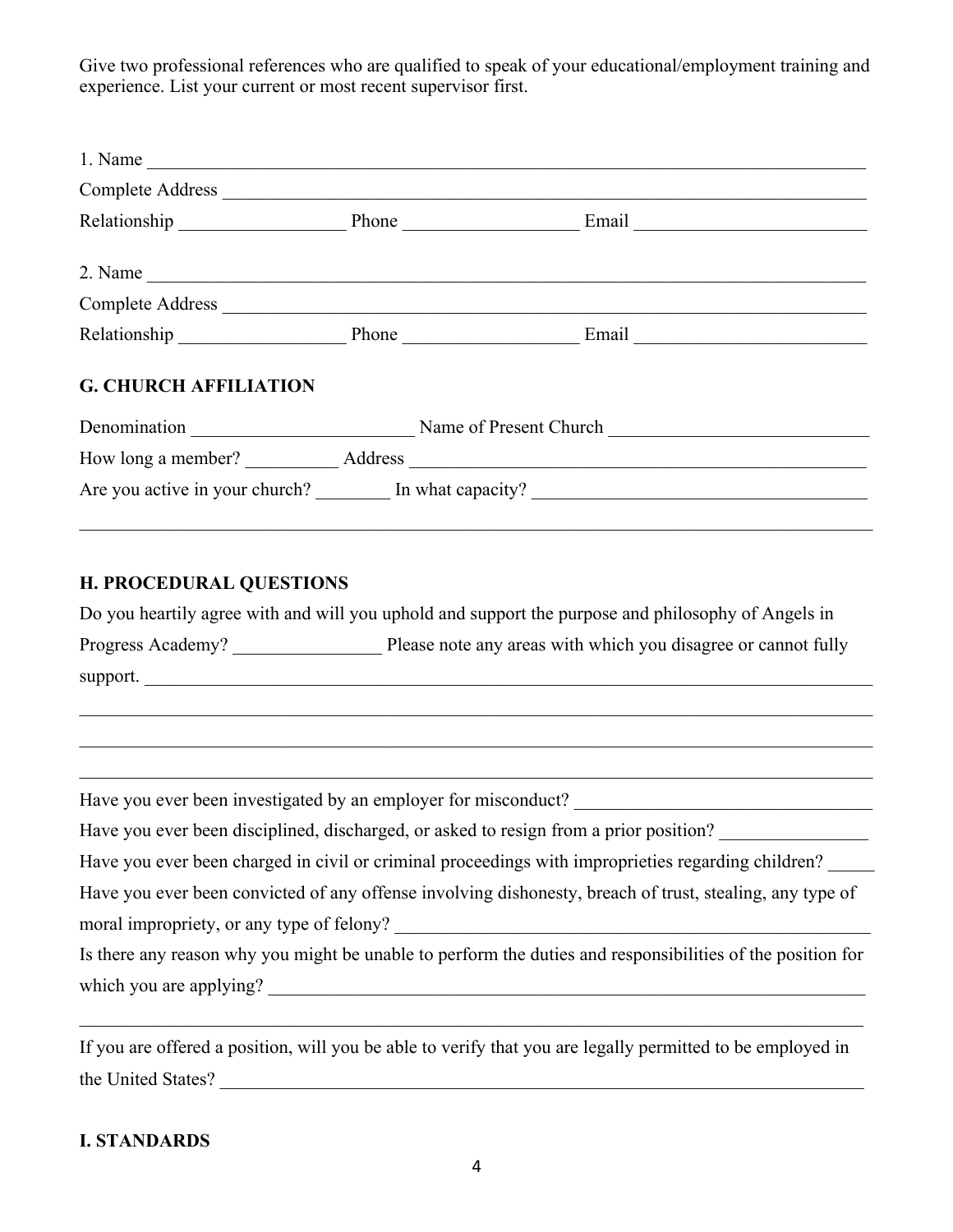Give two professional references who are qualified to speak of your educational/employment training and experience. List your current or most recent supervisor first.

1. Name ______________________________________________________________________________

Complete Address ______________________________________________________________________

Relationship __________________ Phone __________________ Email ________________________

2. Name ______________________________________________________________________________

Complete Address ______________________________________________________________________

Relationship __________________ Phone __________________ Email ________________________

## G. CHURCH AFFILIATION

Denomination ________________________ Name of Present Church ____________________________

How long a member? __________ Address ___________________________________________________

Are you active in your church? ________ In what capacity? ___________________________________

_______________________________________________________________________________________

## H. PROCEDURAL QUESTIONS

Do you heartily agree with and will you uphold and support the purpose and philosophy of Angels in Progress Academy? ________________ Please note any areas with which you disagree or cannot fully support. _____________________________________________________________________________

_______________________________________________________________________________________

_______________________________________________________________________________________

_______________________________________________________________________________________

Have you ever been investigated by an employer for misconduct? ________________________________

Have you ever been disciplined, discharged, or asked to resign from a prior position? ________________

Have you ever been charged in civil or criminal proceedings with improprieties regarding children? _____

Have you ever been convicted of any offense involving dishonesty, breach of trust, stealing, any type of moral impropriety, or any type of felony? ____________________________________________________

Is there any reason why you might be unable to perform the duties and responsibilities of the position for which you are applying? ______________________________________________________________

_______________________________________________________________________________________

If you are offered a position, will you be able to verify that you are legally permitted to be employed in the United States? _____________________________________________________________________

## I. STANDARDS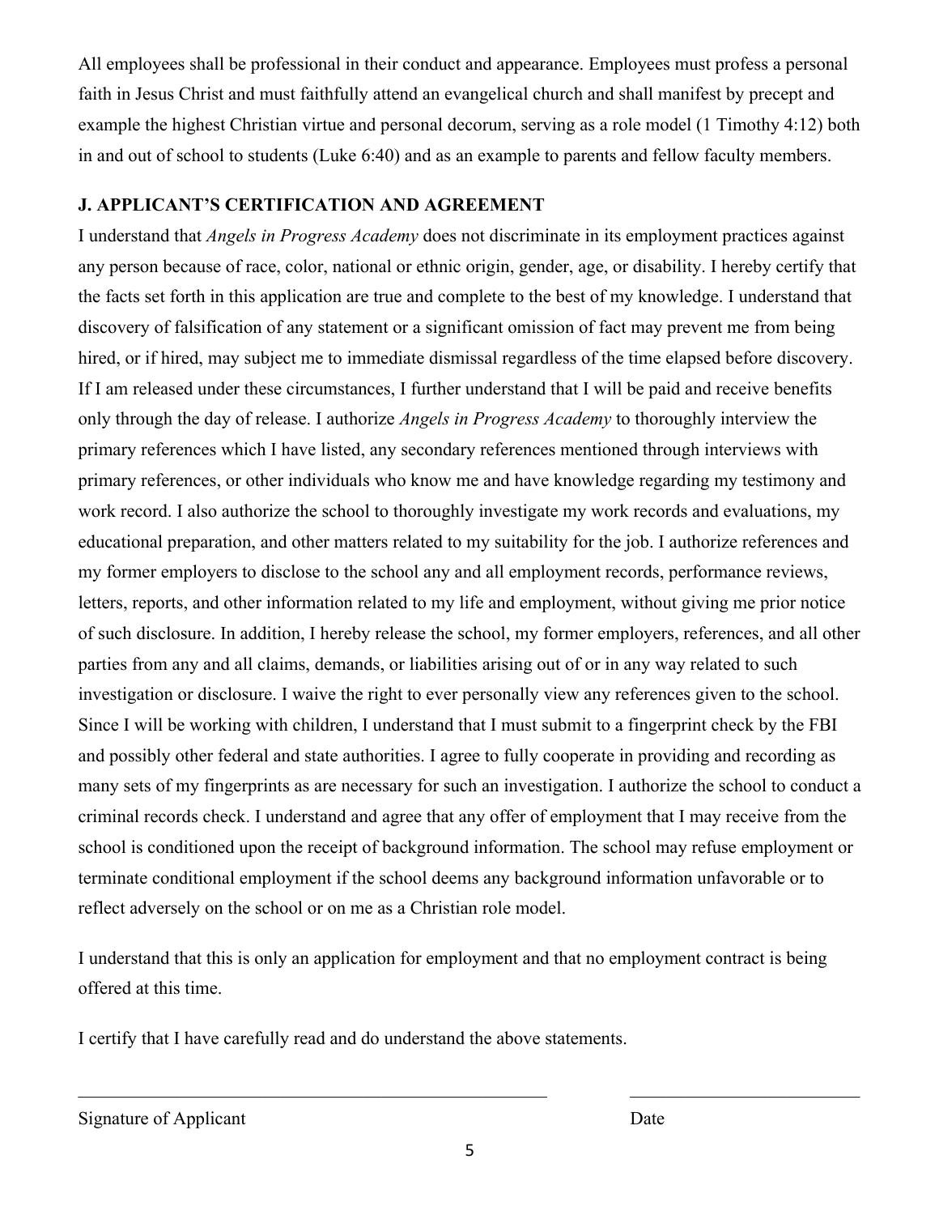All employees shall be professional in their conduct and appearance. Employees must profess a personal faith in Jesus Christ and must faithfully attend an evangelical church and shall manifest by precept and example the highest Christian virtue and personal decorum, serving as a role model (1 Timothy 4:12) both in and out of school to students (Luke 6:40) and as an example to parents and fellow faculty members.

## J. APPLICANT'S CERTIFICATION AND AGREEMENT

I understand that *Angels in Progress Academy* does not discriminate in its employment practices against any person because of race, color, national or ethnic origin, gender, age, or disability. I hereby certify that the facts set forth in this application are true and complete to the best of my knowledge. I understand that discovery of falsification of any statement or a significant omission of fact may prevent me from being hired, or if hired, may subject me to immediate dismissal regardless of the time elapsed before discovery. If I am released under these circumstances, I further understand that I will be paid and receive benefits only through the day of release. I authorize *Angels in Progress Academy* to thoroughly interview the primary references which I have listed, any secondary references mentioned through interviews with primary references, or other individuals who know me and have knowledge regarding my testimony and work record. I also authorize the school to thoroughly investigate my work records and evaluations, my educational preparation, and other matters related to my suitability for the job. I authorize references and my former employers to disclose to the school any and all employment records, performance reviews, letters, reports, and other information related to my life and employment, without giving me prior notice of such disclosure. In addition, I hereby release the school, my former employers, references, and all other parties from any and all claims, demands, or liabilities arising out of or in any way related to such investigation or disclosure. I waive the right to ever personally view any references given to the school. Since I will be working with children, I understand that I must submit to a fingerprint check by the FBI and possibly other federal and state authorities. I agree to fully cooperate in providing and recording as many sets of my fingerprints as are necessary for such an investigation. I authorize the school to conduct a criminal records check. I understand and agree that any offer of employment that I may receive from the school is conditioned upon the receipt of background information. The school may refuse employment or terminate conditional employment if the school deems any background information unfavorable or to reflect adversely on the school or on me as a Christian role model.

I understand that this is only an application for employment and that no employment contract is being offered at this time.

I certify that I have carefully read and do understand the above statements.

\_\_\_\_\_\_\_\_\_\_\_\_\_\_\_\_\_\_\_\_\_\_\_\_\_\_\_\_\_\_\_\_\_\_\_\_\_\_\_\_\_\_\_\_ \_\_\_\_\_\_\_\_\_\_\_\_\_\_\_\_\_\_\_\_\_\_

Signature of Applicant Date